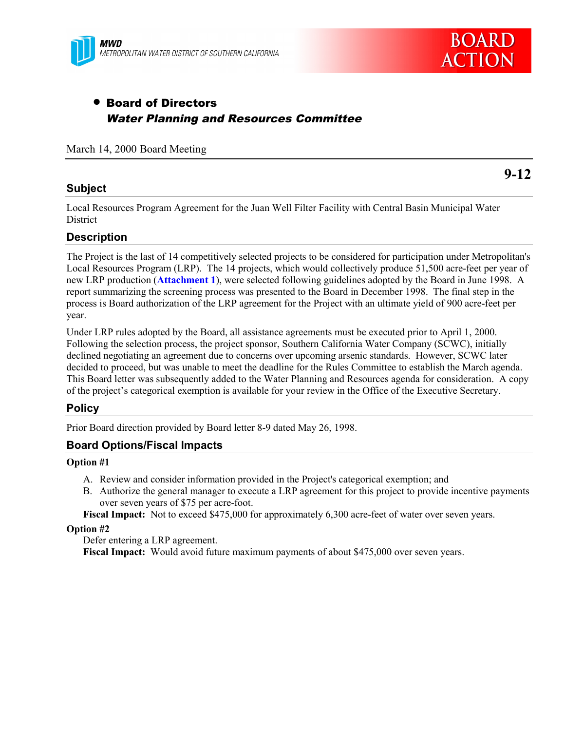MWD
METROPOLITAN WATER DISTRICT OF SOUTHERN CALIFORNIA

BOARD ACTION

- **Board of Directors**
  ***Water Planning and Resources Committee***

March 14, 2000 Board Meeting

**9-12**

## Subject

Local Resources Program Agreement for the Juan Well Filter Facility with Central Basin Municipal Water District

## Description

The Project is the last of 14 competitively selected projects to be considered for participation under Metropolitan's Local Resources Program (LRP). The 14 projects, which would collectively produce 51,500 acre-feet per year of new LRP production (**Attachment 1**), were selected following guidelines adopted by the Board in June 1998. A report summarizing the screening process was presented to the Board in December 1998. The final step in the process is Board authorization of the LRP agreement for the Project with an ultimate yield of 900 acre-feet per year.

Under LRP rules adopted by the Board, all assistance agreements must be executed prior to April 1, 2000. Following the selection process, the project sponsor, Southern California Water Company (SCWC), initially declined negotiating an agreement due to concerns over upcoming arsenic standards. However, SCWC later decided to proceed, but was unable to meet the deadline for the Rules Committee to establish the March agenda. This Board letter was subsequently added to the Water Planning and Resources agenda for consideration. A copy of the project's categorical exemption is available for your review in the Office of the Executive Secretary.

## Policy

Prior Board direction provided by Board letter 8-9 dated May 26, 1998.

## Board Options/Fiscal Impacts

**Option #1**

A. Review and consider information provided in the Project's categorical exemption; and
B. Authorize the general manager to execute a LRP agreement for this project to provide incentive payments over seven years of $75 per acre-foot.

**Fiscal Impact:** Not to exceed $475,000 for approximately 6,300 acre-feet of water over seven years.

**Option #2**

Defer entering a LRP agreement.

**Fiscal Impact:** Would avoid future maximum payments of about $475,000 over seven years.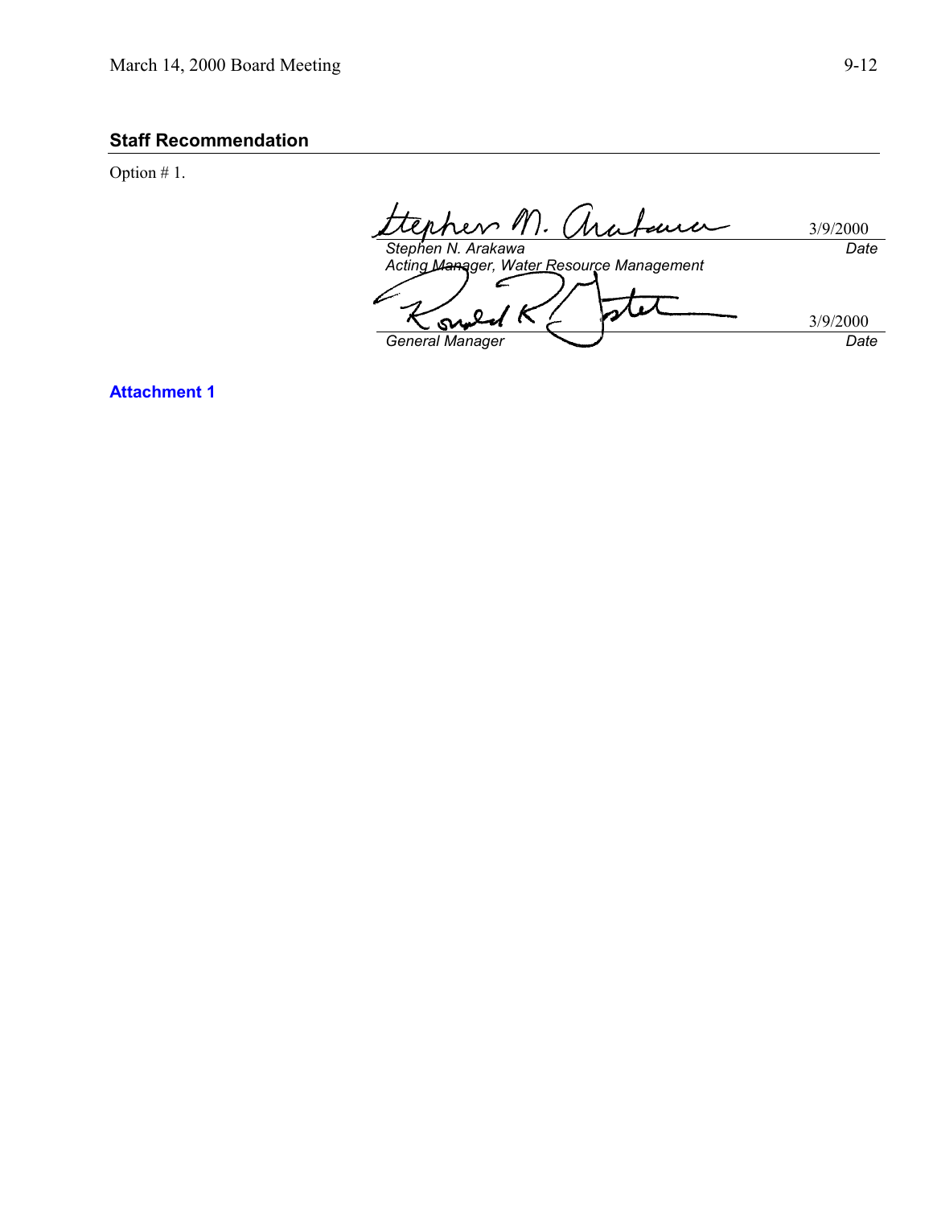## Staff Recommendation

Option # 1.

| | |
|---|---|
| *Stephen N. Arakawa* | 3/9/2000 |
| *Acting Manager, Water Resource Management* | *Date* |
| | |
| *General Manager* | 3/9/2000 |
| | *Date* |

**Attachment 1**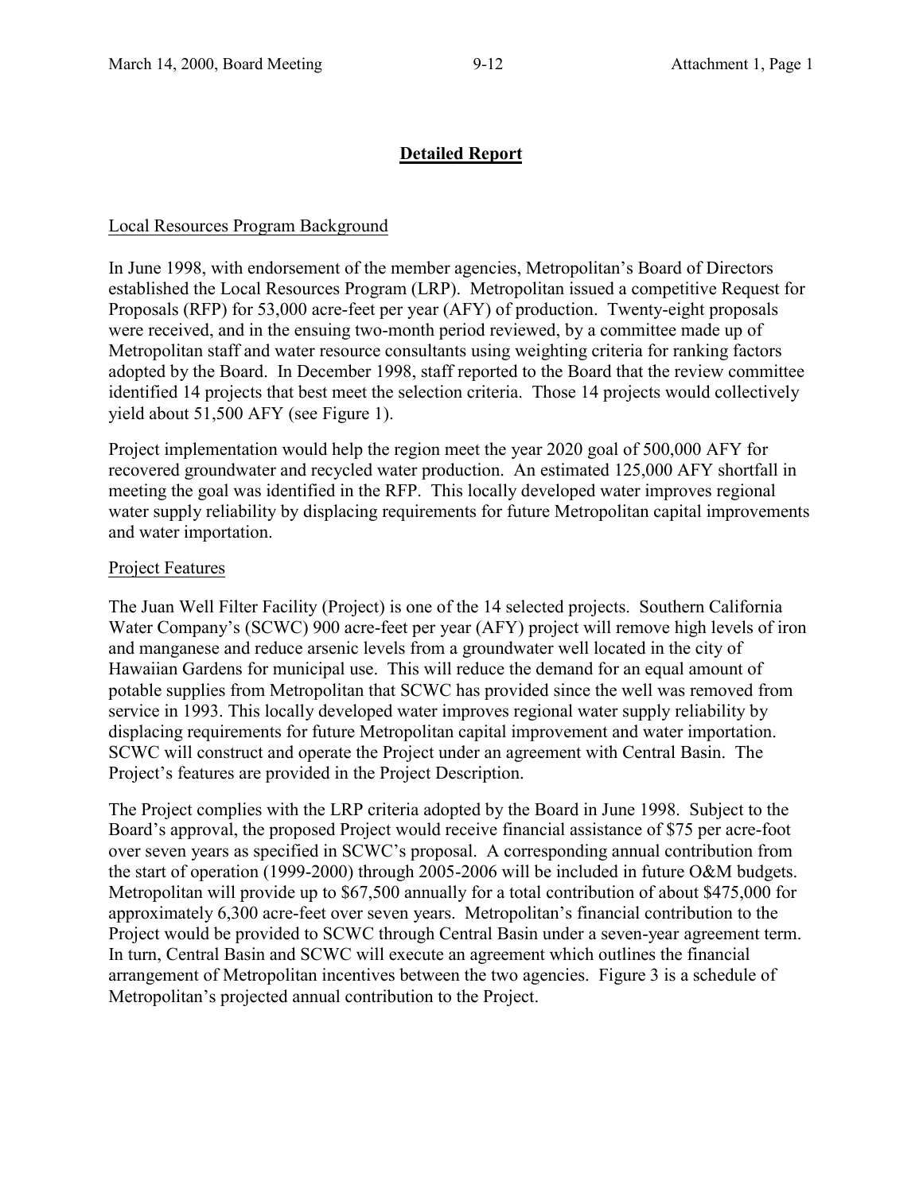## Detailed Report

Local Resources Program Background

In June 1998, with endorsement of the member agencies, Metropolitan's Board of Directors established the Local Resources Program (LRP). Metropolitan issued a competitive Request for Proposals (RFP) for 53,000 acre-feet per year (AFY) of production. Twenty-eight proposals were received, and in the ensuing two-month period reviewed, by a committee made up of Metropolitan staff and water resource consultants using weighting criteria for ranking factors adopted by the Board. In December 1998, staff reported to the Board that the review committee identified 14 projects that best meet the selection criteria. Those 14 projects would collectively yield about 51,500 AFY (see Figure 1).

Project implementation would help the region meet the year 2020 goal of 500,000 AFY for recovered groundwater and recycled water production. An estimated 125,000 AFY shortfall in meeting the goal was identified in the RFP. This locally developed water improves regional water supply reliability by displacing requirements for future Metropolitan capital improvements and water importation.

Project Features

The Juan Well Filter Facility (Project) is one of the 14 selected projects. Southern California Water Company's (SCWC) 900 acre-feet per year (AFY) project will remove high levels of iron and manganese and reduce arsenic levels from a groundwater well located in the city of Hawaiian Gardens for municipal use. This will reduce the demand for an equal amount of potable supplies from Metropolitan that SCWC has provided since the well was removed from service in 1993. This locally developed water improves regional water supply reliability by displacing requirements for future Metropolitan capital improvement and water importation. SCWC will construct and operate the Project under an agreement with Central Basin. The Project's features are provided in the Project Description.

The Project complies with the LRP criteria adopted by the Board in June 1998. Subject to the Board's approval, the proposed Project would receive financial assistance of $75 per acre-foot over seven years as specified in SCWC's proposal. A corresponding annual contribution from the start of operation (1999-2000) through 2005-2006 will be included in future O&M budgets. Metropolitan will provide up to $67,500 annually for a total contribution of about $475,000 for approximately 6,300 acre-feet over seven years. Metropolitan's financial contribution to the Project would be provided to SCWC through Central Basin under a seven-year agreement term. In turn, Central Basin and SCWC will execute an agreement which outlines the financial arrangement of Metropolitan incentives between the two agencies. Figure 3 is a schedule of Metropolitan's projected annual contribution to the Project.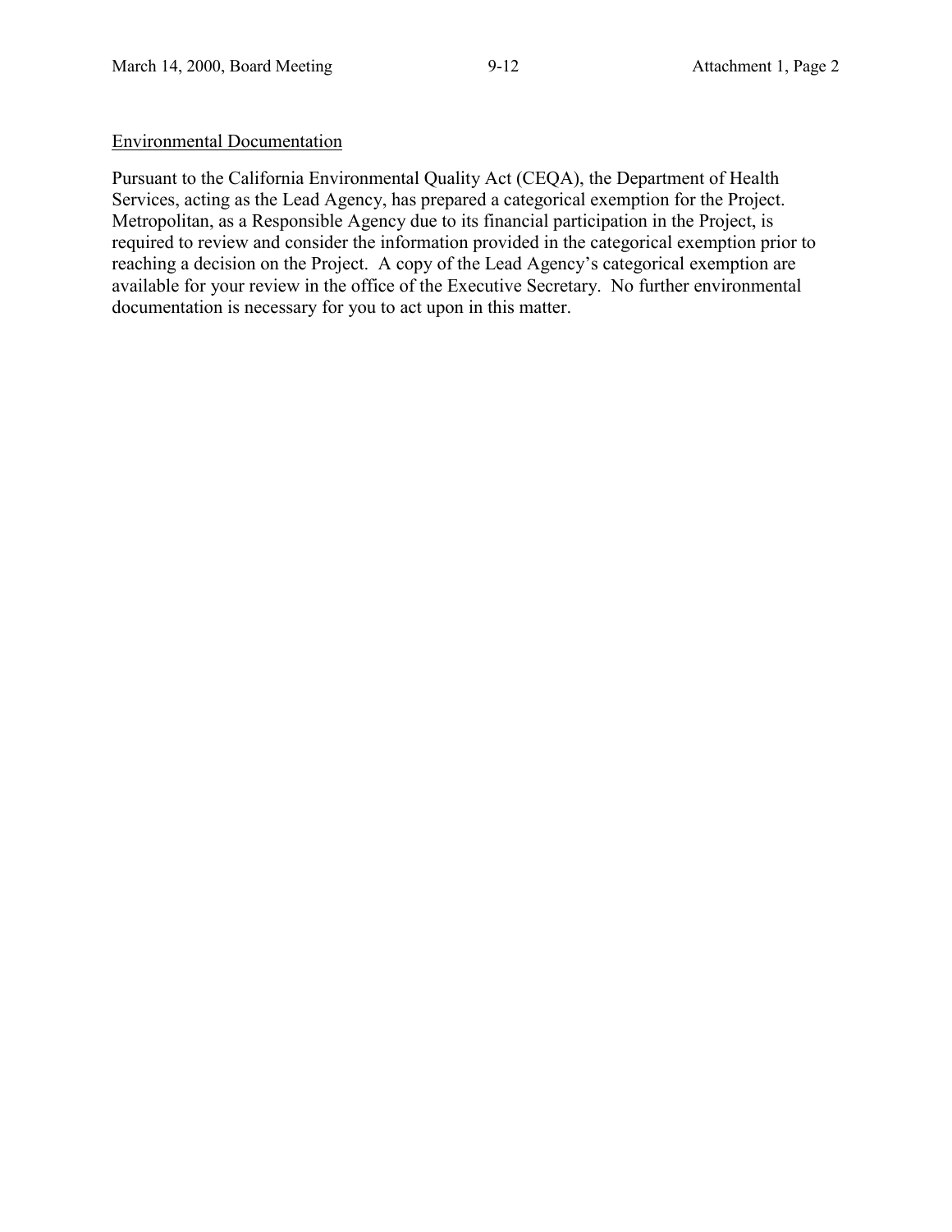Environmental Documentation

Pursuant to the California Environmental Quality Act (CEQA), the Department of Health Services, acting as the Lead Agency, has prepared a categorical exemption for the Project. Metropolitan, as a Responsible Agency due to its financial participation in the Project, is required to review and consider the information provided in the categorical exemption prior to reaching a decision on the Project. A copy of the Lead Agency's categorical exemption are available for your review in the office of the Executive Secretary. No further environmental documentation is necessary for you to act upon in this matter.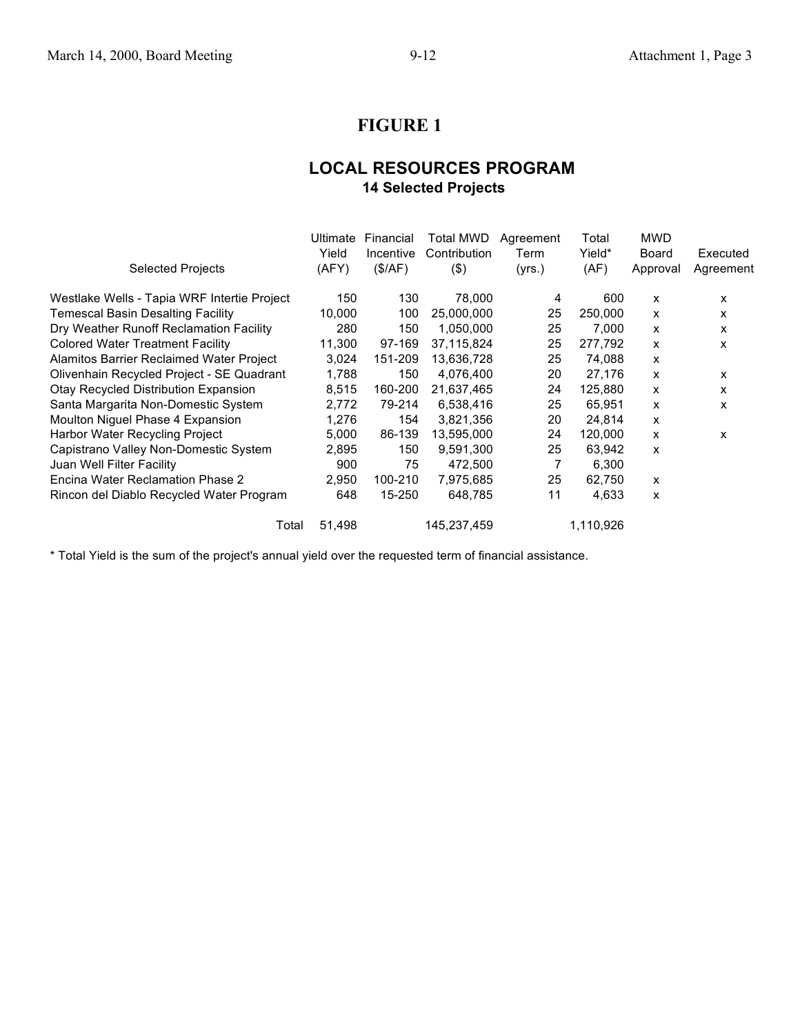# FIGURE 1

## LOCAL RESOURCES PROGRAM

### 14 Selected Projects

| Selected Projects | Ultimate Yield (AFY) | Financial Incentive ($/AF) | Total MWD Contribution ($) | Agreement Term (yrs.) | Total Yield* (AF) | MWD Board Approval | Executed Agreement |
|---|---|---|---|---|---|---|---|
| Westlake Wells - Tapia WRF Intertie Project | 150 | 130 | 78,000 | 4 | 600 | x | x |
| Temescal Basin Desalting Facility | 10,000 | 100 | 25,000,000 | 25 | 250,000 | x | x |
| Dry Weather Runoff Reclamation Facility | 280 | 150 | 1,050,000 | 25 | 7,000 | x | x |
| Colored Water Treatment Facility | 11,300 | 97-169 | 37,115,824 | 25 | 277,792 | x | x |
| Alamitos Barrier Reclaimed Water Project | 3,024 | 151-209 | 13,636,728 | 25 | 74,088 | x | |
| Olivenhain Recycled Project - SE Quadrant | 1,788 | 150 | 4,076,400 | 20 | 27,176 | x | x |
| Otay Recycled Distribution Expansion | 8,515 | 160-200 | 21,637,465 | 24 | 125,880 | x | x |
| Santa Margarita Non-Domestic System | 2,772 | 79-214 | 6,538,416 | 25 | 65,951 | x | x |
| Moulton Niguel Phase 4 Expansion | 1,276 | 154 | 3,821,356 | 20 | 24,814 | x | |
| Harbor Water Recycling Project | 5,000 | 86-139 | 13,595,000 | 24 | 120,000 | x | x |
| Capistrano Valley Non-Domestic System | 2,895 | 150 | 9,591,300 | 25 | 63,942 | x | |
| Juan Well Filter Facility | 900 | 75 | 472,500 | 7 | 6,300 | | |
| Encina Water Reclamation Phase 2 | 2,950 | 100-210 | 7,975,685 | 25 | 62,750 | x | |
| Rincon del Diablo Recycled Water Program | 648 | 15-250 | 648,785 | 11 | 4,633 | x | |
| Total | 51,498 | | 145,237,459 | | 1,110,926 | | |

* Total Yield is the sum of the project's annual yield over the requested term of financial assistance.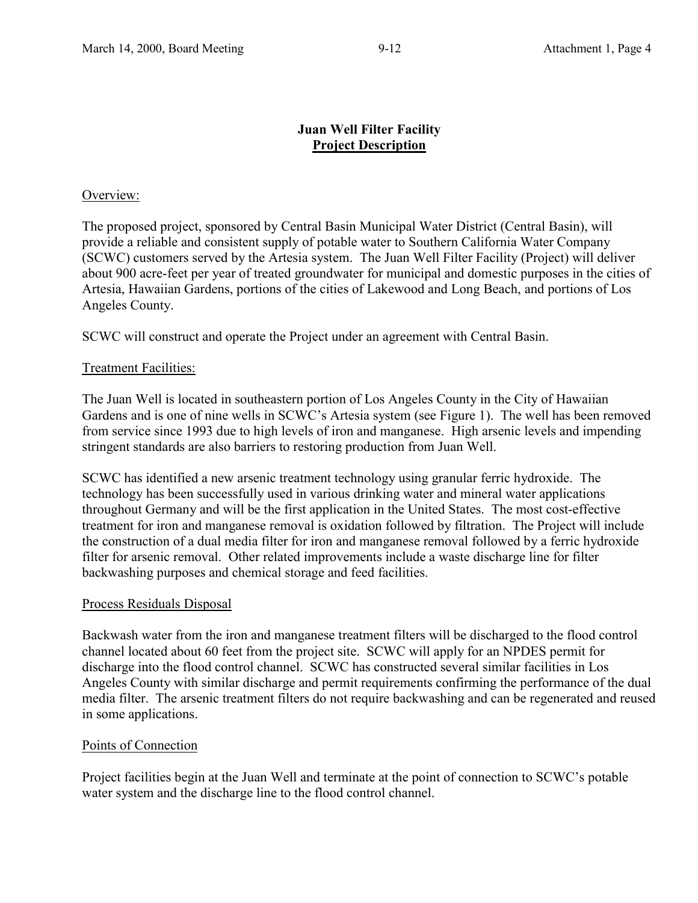## Juan Well Filter Facility

## Project Description

Overview:

The proposed project, sponsored by Central Basin Municipal Water District (Central Basin), will provide a reliable and consistent supply of potable water to Southern California Water Company (SCWC) customers served by the Artesia system. The Juan Well Filter Facility (Project) will deliver about 900 acre-feet per year of treated groundwater for municipal and domestic purposes in the cities of Artesia, Hawaiian Gardens, portions of the cities of Lakewood and Long Beach, and portions of Los Angeles County.

SCWC will construct and operate the Project under an agreement with Central Basin.

Treatment Facilities:

The Juan Well is located in southeastern portion of Los Angeles County in the City of Hawaiian Gardens and is one of nine wells in SCWC's Artesia system (see Figure 1). The well has been removed from service since 1993 due to high levels of iron and manganese. High arsenic levels and impending stringent standards are also barriers to restoring production from Juan Well.

SCWC has identified a new arsenic treatment technology using granular ferric hydroxide. The technology has been successfully used in various drinking water and mineral water applications throughout Germany and will be the first application in the United States. The most cost-effective treatment for iron and manganese removal is oxidation followed by filtration. The Project will include the construction of a dual media filter for iron and manganese removal followed by a ferric hydroxide filter for arsenic removal. Other related improvements include a waste discharge line for filter backwashing purposes and chemical storage and feed facilities.

Process Residuals Disposal

Backwash water from the iron and manganese treatment filters will be discharged to the flood control channel located about 60 feet from the project site. SCWC will apply for an NPDES permit for discharge into the flood control channel. SCWC has constructed several similar facilities in Los Angeles County with similar discharge and permit requirements confirming the performance of the dual media filter. The arsenic treatment filters do not require backwashing and can be regenerated and reused in some applications.

Points of Connection

Project facilities begin at the Juan Well and terminate at the point of connection to SCWC's potable water system and the discharge line to the flood control channel.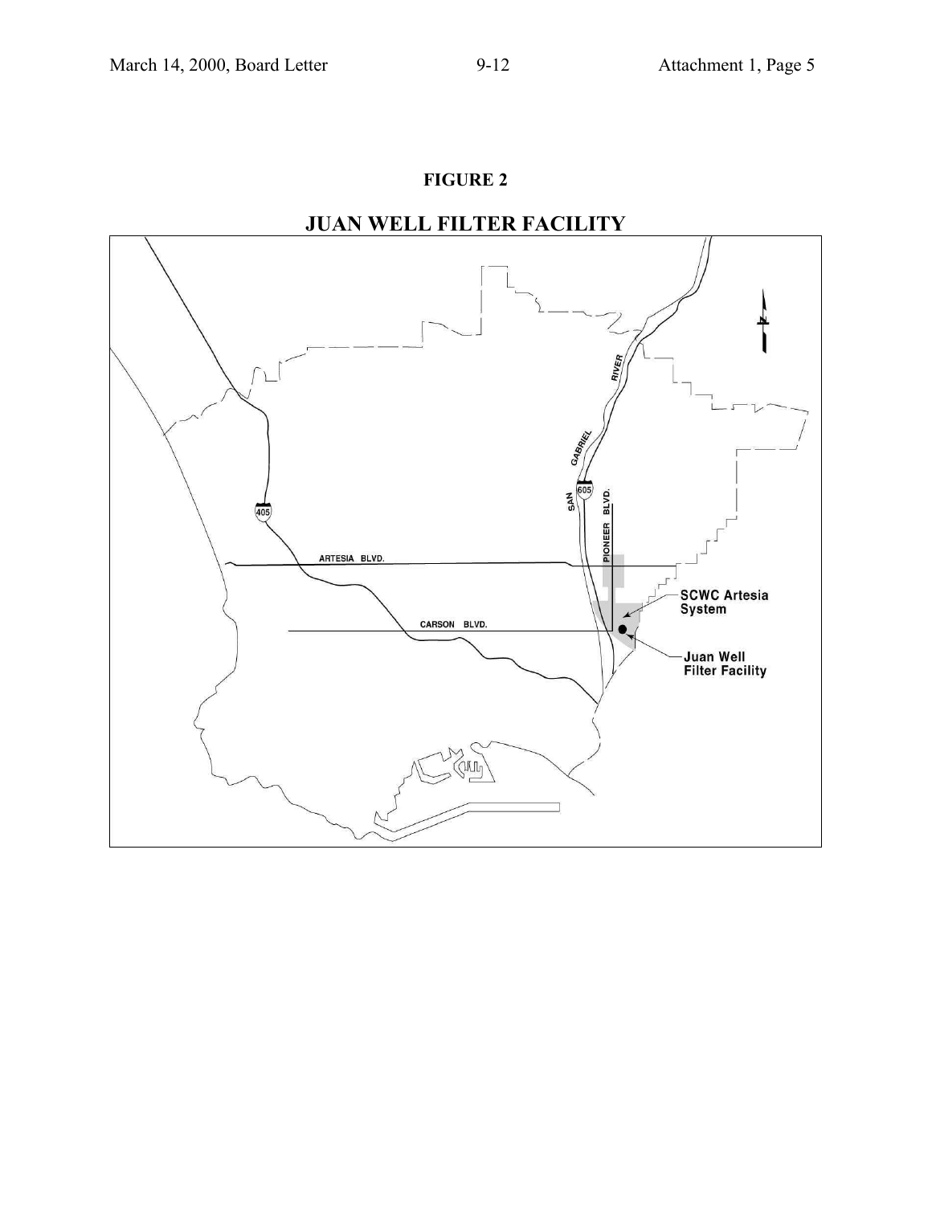**FIGURE 2**

## JUAN WELL FILTER FACILITY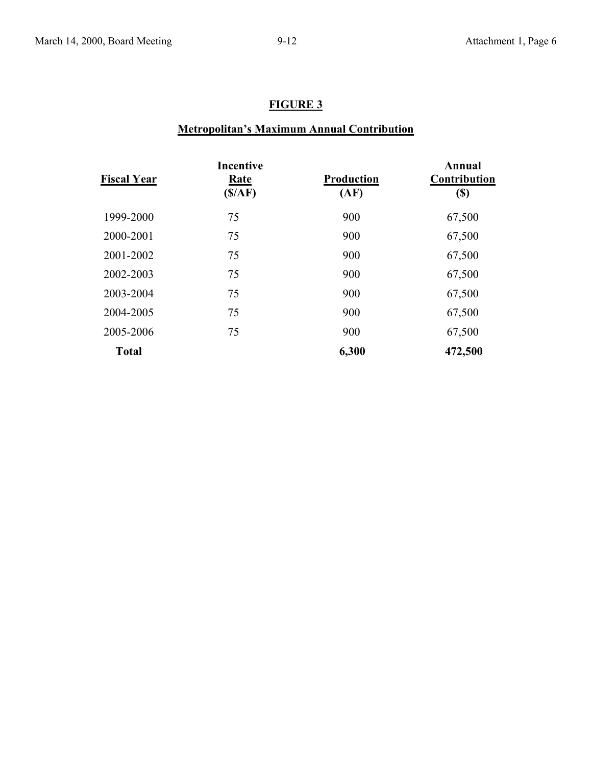**FIGURE 3**

**Metropolitan's Maximum Annual Contribution**

| Fiscal Year | Incentive Rate ($/AF) | Production (AF) | Annual Contribution ($) |
|---|---|---|---|
| 1999-2000 | 75 | 900 | 67,500 |
| 2000-2001 | 75 | 900 | 67,500 |
| 2001-2002 | 75 | 900 | 67,500 |
| 2002-2003 | 75 | 900 | 67,500 |
| 2003-2004 | 75 | 900 | 67,500 |
| 2004-2005 | 75 | 900 | 67,500 |
| 2005-2006 | 75 | 900 | 67,500 |
| **Total** | | **6,300** | **472,500** |